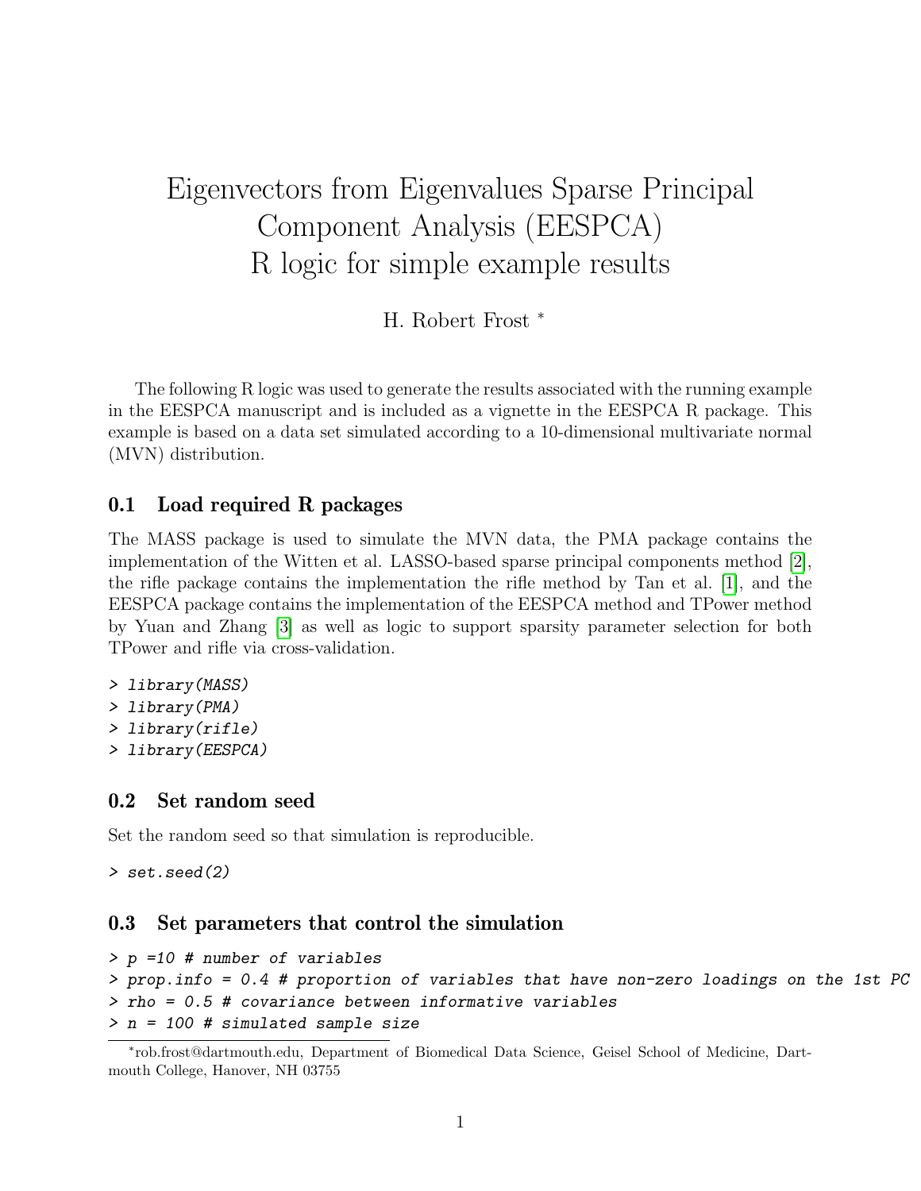# Eigenvectors from Eigenvalues Sparse Principal Component Analysis (EESPCA)
# R logic for simple example results

H. Robert Frost [*]

The following R logic was used to generate the results associated with the running example in the EESPCA manuscript and is included as a vignette in the EESPCA R package. This example is based on a data set simulated according to a 10-dimensional multivariate normal (MVN) distribution.

## 0.1 Load required R packages

The MASS package is used to simulate the MVN data, the PMA package contains the implementation of the Witten et al. LASSO-based sparse principal components method [2], the rifle package contains the implementation the rifle method by Tan et al. [1], and the EESPCA package contains the implementation of the EESPCA method and TPower method by Yuan and Zhang [3] as well as logic to support sparsity parameter selection for both TPower and rifle via cross-validation.

```
> library(MASS)
> library(PMA)
> library(rifle)
> library(EESPCA)
```

## 0.2 Set random seed

Set the random seed so that simulation is reproducible.

```
> set.seed(2)
```

## 0.3 Set parameters that control the simulation

```
> p =10 # number of variables
> prop.info = 0.4 # proportion of variables that have non-zero loadings on the 1st PC
> rho = 0.5 # covariance between informative variables
> n = 100 # simulated sample size
```

[*] rob.frost@dartmouth.edu, Department of Biomedical Data Science, Geisel School of Medicine, Dartmouth College, Hanover, NH 03755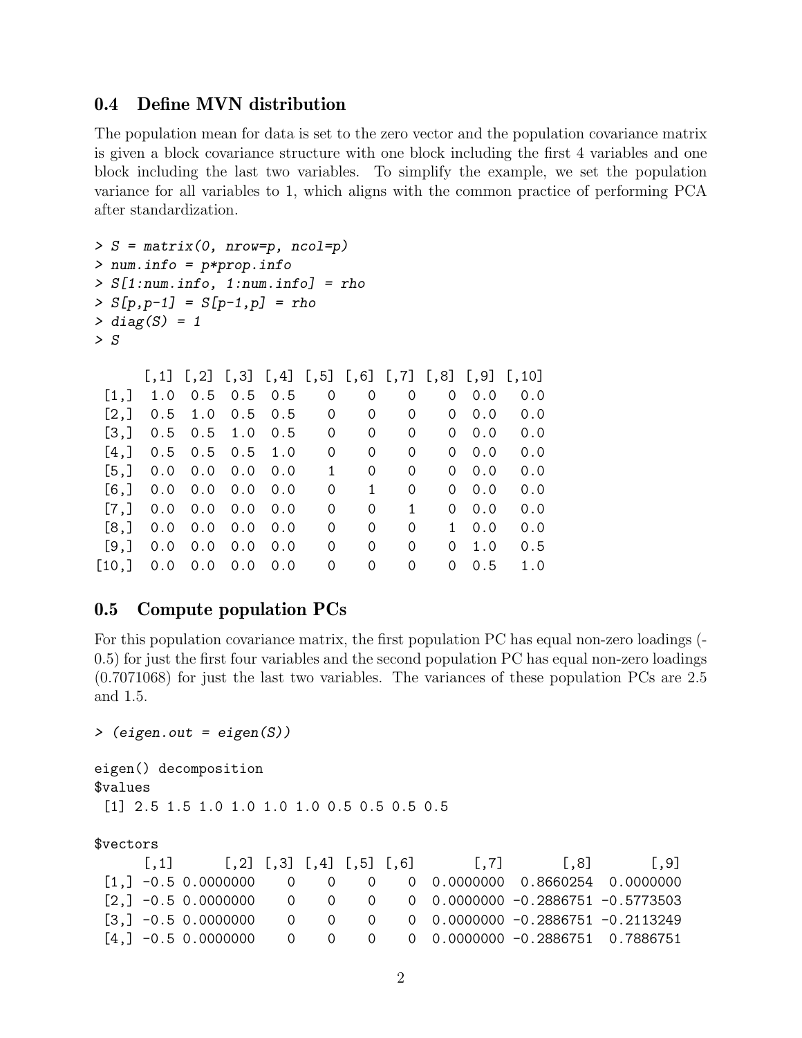## 0.4 Define MVN distribution

The population mean for data is set to the zero vector and the population covariance matrix is given a block covariance structure with one block including the first 4 variables and one block including the last two variables. To simplify the example, we set the population variance for all variables to 1, which aligns with the common practice of performing PCA after standardization.

```
> S = matrix(0, nrow=p, ncol=p)
> num.info = p*prop.info
> S[1:num.info, 1:num.info] = rho
> S[p,p-1] = S[p-1,p] = rho
> diag(S) = 1
> S

      [,1] [,2] [,3] [,4] [,5] [,6] [,7] [,8] [,9] [,10]
 [1,]  1.0  0.5  0.5  0.5    0    0    0    0  0.0   0.0
 [2,]  0.5  1.0  0.5  0.5    0    0    0    0  0.0   0.0
 [3,]  0.5  0.5  1.0  0.5    0    0    0    0  0.0   0.0
 [4,]  0.5  0.5  0.5  1.0    0    0    0    0  0.0   0.0
 [5,]  0.0  0.0  0.0  0.0    1    0    0    0  0.0   0.0
 [6,]  0.0  0.0  0.0  0.0    0    1    0    0  0.0   0.0
 [7,]  0.0  0.0  0.0  0.0    0    0    1    0  0.0   0.0
 [8,]  0.0  0.0  0.0  0.0    0    0    0    1  0.0   0.0
 [9,]  0.0  0.0  0.0  0.0    0    0    0    0  1.0   0.5
[10,]  0.0  0.0  0.0  0.0    0    0    0    0  0.5   1.0
```

## 0.5 Compute population PCs

For this population covariance matrix, the first population PC has equal non-zero loadings (-0.5) for just the first four variables and the second population PC has equal non-zero loadings (0.7071068) for just the last two variables. The variances of these population PCs are 2.5 and 1.5.

```
> (eigen.out = eigen(S))

eigen() decomposition
$values
 [1] 2.5 1.5 1.0 1.0 1.0 1.0 0.5 0.5 0.5 0.5

$vectors
      [,1]      [,2] [,3] [,4] [,5] [,6]      [,7]       [,8]       [,9]
 [1,] -0.5 0.0000000    0    0    0    0 0.0000000  0.8660254  0.0000000
 [2,] -0.5 0.0000000    0    0    0    0 0.0000000 -0.2886751 -0.5773503
 [3,] -0.5 0.0000000    0    0    0    0 0.0000000 -0.2886751 -0.2113249
 [4,] -0.5 0.0000000    0    0    0    0 0.0000000 -0.2886751  0.7886751
```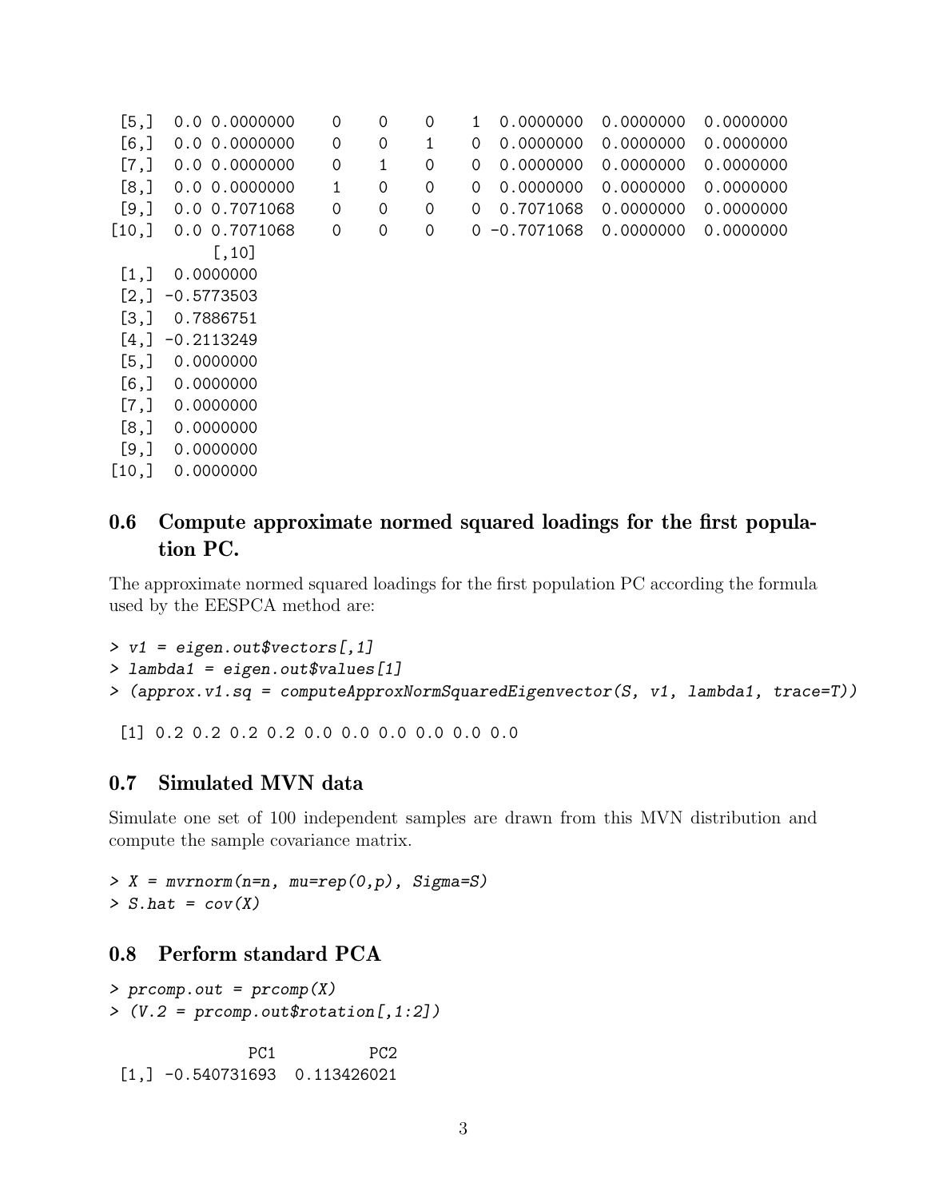```
 [5,]  0.0 0.0000000    0    0    0    1  0.0000000  0.0000000  0.0000000
 [6,]  0.0 0.0000000    0    0    1    0  0.0000000  0.0000000  0.0000000
 [7,]  0.0 0.0000000    0    1    0    0  0.0000000  0.0000000  0.0000000
 [8,]  0.0 0.0000000    1    0    0    0  0.0000000  0.0000000  0.0000000
 [9,]  0.0 0.7071068    0    0    0    0  0.7071068  0.0000000  0.0000000
[10,]  0.0 0.7071068    0    0    0    0 -0.7071068  0.0000000  0.0000000
           [,10]
 [1,]  0.0000000
 [2,] -0.5773503
 [3,]  0.7886751
 [4,] -0.2113249
 [5,]  0.0000000
 [6,]  0.0000000
 [7,]  0.0000000
 [8,]  0.0000000
 [9,]  0.0000000
[10,]  0.0000000
```

## 0.6 Compute approximate normed squared loadings for the first population PC.

The approximate normed squared loadings for the first population PC according the formula used by the EESPCA method are:

```
> v1 = eigen.out$vectors[,1]
> lambda1 = eigen.out$values[1]
> (approx.v1.sq = computeApproxNormSquaredEigenvector(S, v1, lambda1, trace=T))
```

```
 [1] 0.2 0.2 0.2 0.2 0.0 0.0 0.0 0.0 0.0 0.0
```

## 0.7 Simulated MVN data

Simulate one set of 100 independent samples are drawn from this MVN distribution and compute the sample covariance matrix.

```
> X = mvrnorm(n=n, mu=rep(0,p), Sigma=S)
> S.hat = cov(X)
```

## 0.8 Perform standard PCA

```
> prcomp.out = prcomp(X)
> (V.2 = prcomp.out$rotation[,1:2])
```

```
              PC1          PC2
 [1,] -0.540731693  0.113426021
```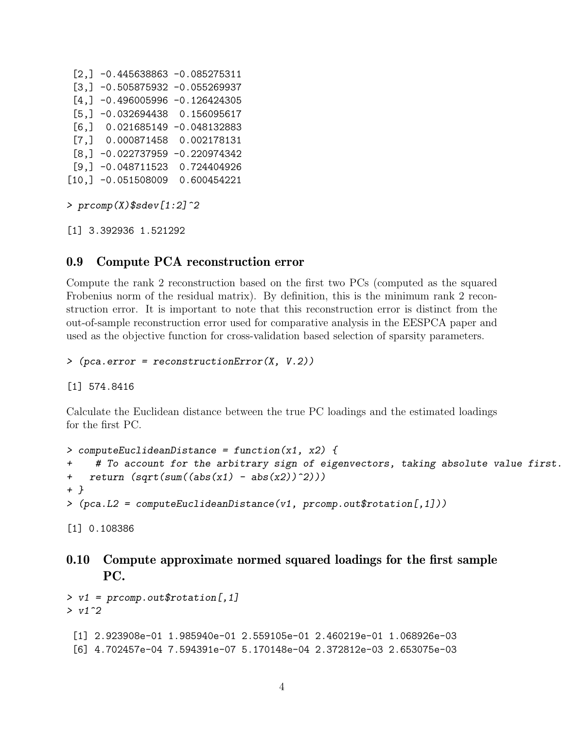```
 [2,] -0.445638863 -0.085275311
 [3,] -0.505875932 -0.055269937
 [4,] -0.496005996 -0.126424305
 [5,] -0.032694438  0.156095617
 [6,]  0.021685149 -0.048132883
 [7,]  0.000871458  0.002178131
 [8,] -0.022737959 -0.220974342
 [9,] -0.048711523  0.724404926
[10,] -0.051508009  0.600454221
```

```
> prcomp(X)$sdev[1:2]^2
```

```
[1] 3.392936 1.521292
```

## 0.9 Compute PCA reconstruction error

Compute the rank 2 reconstruction based on the first two PCs (computed as the squared Frobenius norm of the residual matrix). By definition, this is the minimum rank 2 reconstruction error. It is important to note that this reconstruction error is distinct from the out-of-sample reconstruction error used for comparative analysis in the EESPCA paper and used as the objective function for cross-validation based selection of sparsity parameters.

```
> (pca.error = reconstructionError(X, V.2))
```

```
[1] 574.8416
```

Calculate the Euclidean distance between the true PC loadings and the estimated loadings for the first PC.

```
> computeEuclideanDistance = function(x1, x2) {
+    # To account for the arbitrary sign of eigenvectors, taking absolute value first.
+   return (sqrt(sum((abs(x1) - abs(x2))^2)))
+ }
> (pca.L2 = computeEuclideanDistance(v1, prcomp.out$rotation[,1]))
```

```
[1] 0.108386
```

## 0.10 Compute approximate normed squared loadings for the first sample PC.

```
> v1 = prcomp.out$rotation[,1]
> v1^2
```

```
 [1] 2.923908e-01 1.985940e-01 2.559105e-01 2.460219e-01 1.068926e-03
 [6] 4.702457e-04 7.594391e-07 5.170148e-04 2.372812e-03 2.653075e-03
```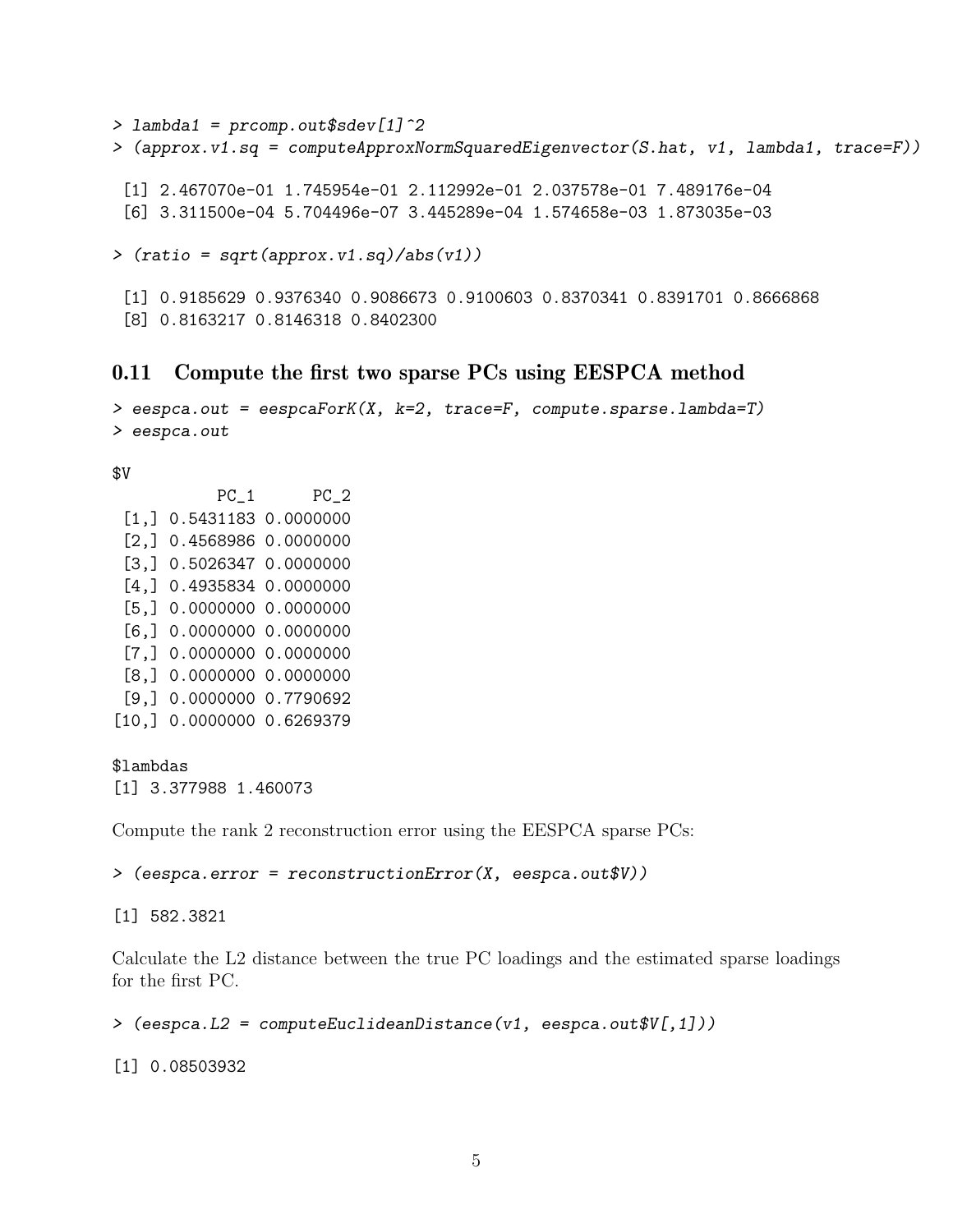```
> lambda1 = prcomp.out$sdev[1]^2
> (approx.v1.sq = computeApproxNormSquaredEigenvector(S.hat, v1, lambda1, trace=F))

 [1] 2.467070e-01 1.745954e-01 2.112992e-01 2.037578e-01 7.489176e-04
 [6] 3.311500e-04 5.704496e-07 3.445289e-04 1.574658e-03 1.873035e-03

> (ratio = sqrt(approx.v1.sq)/abs(v1))

 [1] 0.9185629 0.9376340 0.9086673 0.9100603 0.8370341 0.8391701 0.8666868
 [8] 0.8163217 0.8146318 0.8402300
```

## 0.11 Compute the first two sparse PCs using EESPCA method

```
> eespca.out = eespcaForK(X, k=2, trace=F, compute.sparse.lambda=T)
> eespca.out

$V
           PC_1      PC_2
 [1,] 0.5431183 0.0000000
 [2,] 0.4568986 0.0000000
 [3,] 0.5026347 0.0000000
 [4,] 0.4935834 0.0000000
 [5,] 0.0000000 0.0000000
 [6,] 0.0000000 0.0000000
 [7,] 0.0000000 0.0000000
 [8,] 0.0000000 0.0000000
 [9,] 0.0000000 0.7790692
[10,] 0.0000000 0.6269379

$lambdas
[1] 3.377988 1.460073
```

Compute the rank 2 reconstruction error using the EESPCA sparse PCs:

```
> (eespca.error = reconstructionError(X, eespca.out$V))

[1] 582.3821
```

Calculate the L2 distance between the true PC loadings and the estimated sparse loadings for the first PC.

```
> (eespca.L2 = computeEuclideanDistance(v1, eespca.out$V[,1]))

[1] 0.08503932
```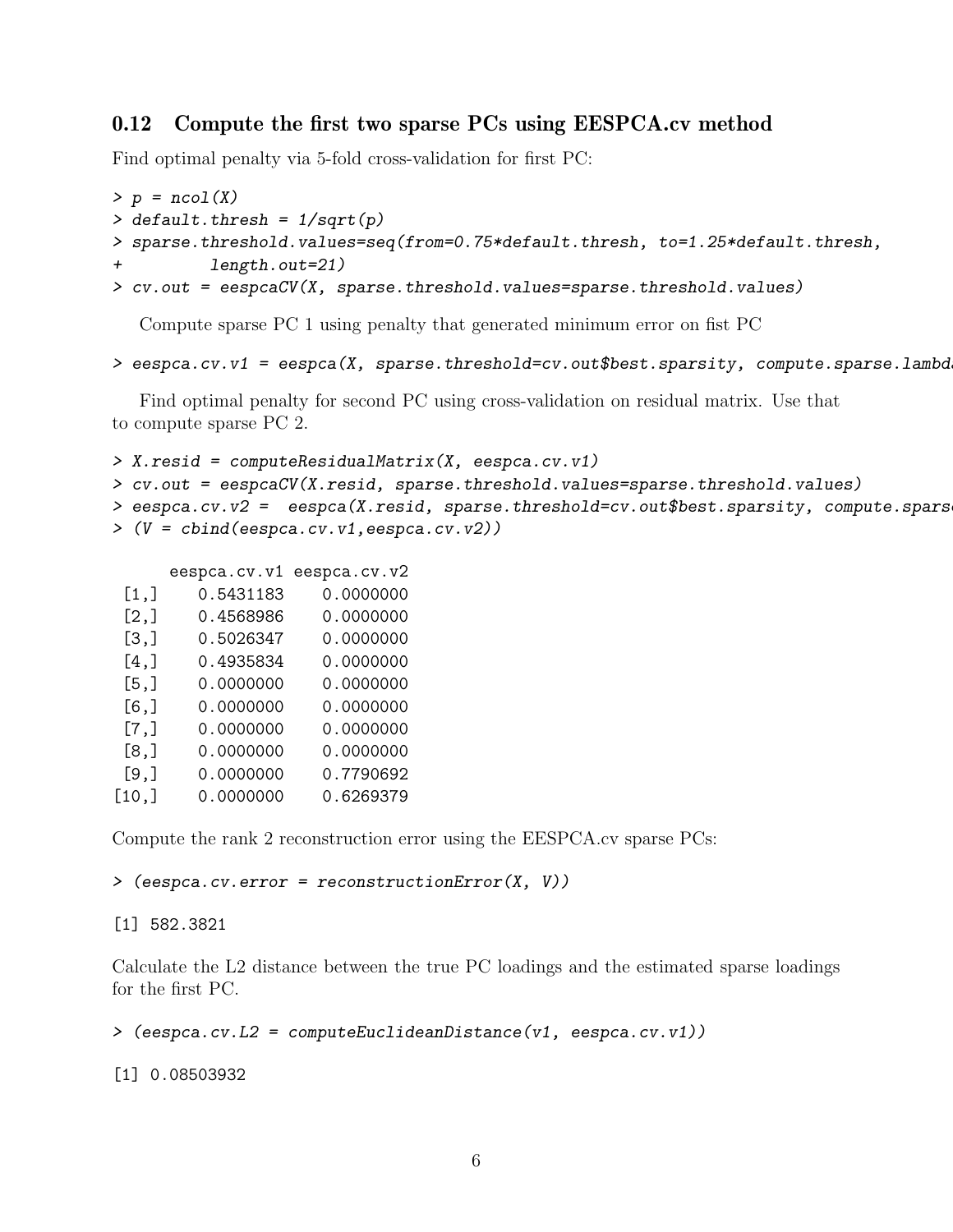## 0.12 Compute the first two sparse PCs using EESPCA.cv method

Find optimal penalty via 5-fold cross-validation for first PC:

```
> p = ncol(X)
> default.thresh = 1/sqrt(p)
> sparse.threshold.values=seq(from=0.75*default.thresh, to=1.25*default.thresh,
+         length.out=21)
> cv.out = eespcaCV(X, sparse.threshold.values=sparse.threshold.values)
```

Compute sparse PC 1 using penalty that generated minimum error on fist PC

```
> eespca.cv.v1 = eespca(X, sparse.threshold=cv.out$best.sparsity, compute.sparse.lambda
```

Find optimal penalty for second PC using cross-validation on residual matrix. Use that to compute sparse PC 2.

```
> X.resid = computeResidualMatrix(X, eespca.cv.v1)
> cv.out = eespcaCV(X.resid, sparse.threshold.values=sparse.threshold.values)
> eespca.cv.v2 =  eespca(X.resid, sparse.threshold=cv.out$best.sparsity, compute.sparse
> (V = cbind(eespca.cv.v1,eespca.cv.v2))

      eespca.cv.v1 eespca.cv.v2
 [1,]    0.5431183    0.0000000
 [2,]    0.4568986    0.0000000
 [3,]    0.5026347    0.0000000
 [4,]    0.4935834    0.0000000
 [5,]    0.0000000    0.0000000
 [6,]    0.0000000    0.0000000
 [7,]    0.0000000    0.0000000
 [8,]    0.0000000    0.0000000
 [9,]    0.0000000    0.7790692
[10,]    0.0000000    0.6269379
```

Compute the rank 2 reconstruction error using the EESPCA.cv sparse PCs:

```
> (eespca.cv.error = reconstructionError(X, V))

[1] 582.3821
```

Calculate the L2 distance between the true PC loadings and the estimated sparse loadings for the first PC.

```
> (eespca.cv.L2 = computeEuclideanDistance(v1, eespca.cv.v1))

[1] 0.08503932
```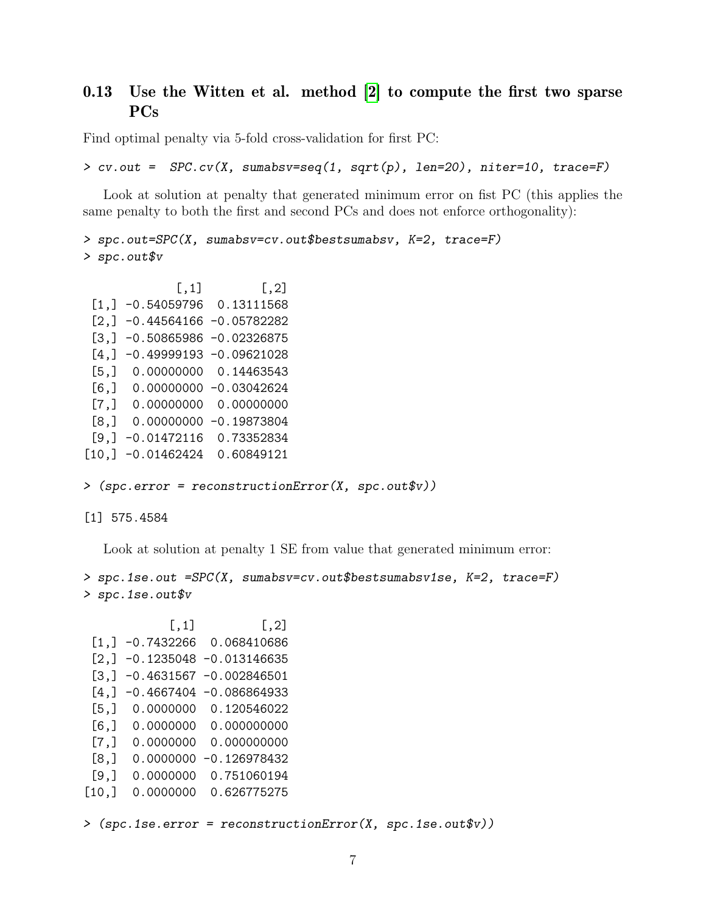## 0.13 Use the Witten et al. method [2] to compute the first two sparse PCs

Find optimal penalty via 5-fold cross-validation for first PC:

```
> cv.out =  SPC.cv(X, sumabsv=seq(1, sqrt(p), len=20), niter=10, trace=F)
```

Look at solution at penalty that generated minimum error on fist PC (this applies the same penalty to both the first and second PCs and does not enforce orthogonality):

```
> spc.out=SPC(X, sumabsv=cv.out$bestsumabsv, K=2, trace=F)
> spc.out$v
```

```
             [,1]        [,2]
 [1,] -0.54059796  0.13111568
 [2,] -0.44564166 -0.05782282
 [3,] -0.50865986 -0.02326875
 [4,] -0.49999193 -0.09621028
 [5,]  0.00000000  0.14463543
 [6,]  0.00000000 -0.03042624
 [7,]  0.00000000  0.00000000
 [8,]  0.00000000 -0.19873804
 [9,] -0.01472116  0.73352834
[10,] -0.01462424  0.60849121
```

```
> (spc.error = reconstructionError(X, spc.out$v))
```

```
[1] 575.4584
```

Look at solution at penalty 1 SE from value that generated minimum error:

```
> spc.1se.out =SPC(X, sumabsv=cv.out$bestsumabsv1se, K=2, trace=F)
> spc.1se.out$v
```

```
            [,1]         [,2]
 [1,] -0.7432266  0.068410686
 [2,] -0.1235048 -0.013146635
 [3,] -0.4631567 -0.002846501
 [4,] -0.4667404 -0.086864933
 [5,]  0.0000000  0.120546022
 [6,]  0.0000000  0.000000000
 [7,]  0.0000000  0.000000000
 [8,]  0.0000000 -0.126978432
 [9,]  0.0000000  0.751060194
[10,]  0.0000000  0.626775275
```

```
> (spc.1se.error = reconstructionError(X, spc.1se.out$v))
```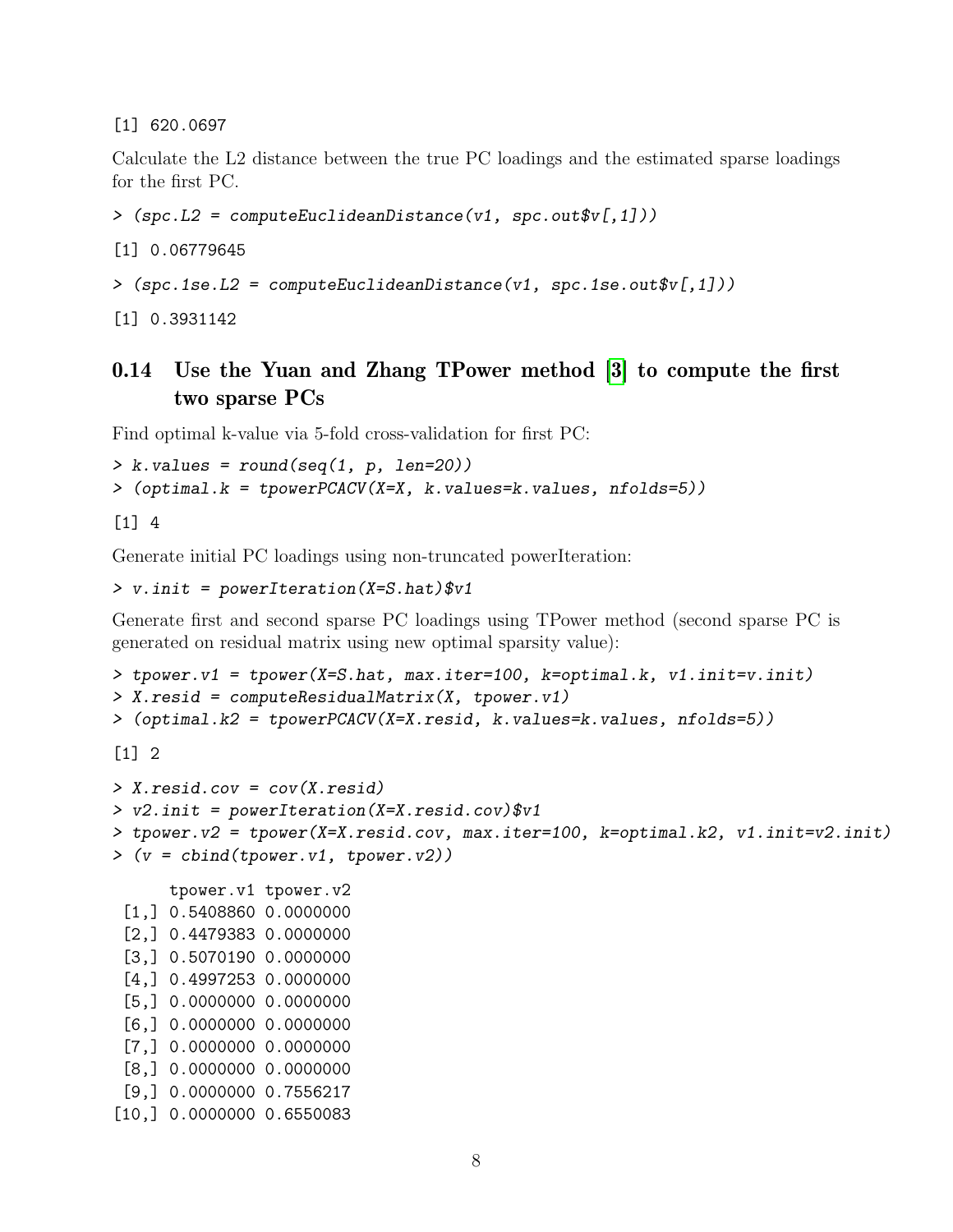```
[1] 620.0697
```

Calculate the L2 distance between the true PC loadings and the estimated sparse loadings for the first PC.

```
> (spc.L2 = computeEuclideanDistance(v1, spc.out$v[,1]))
```

```
[1] 0.06779645
```

```
> (spc.1se.L2 = computeEuclideanDistance(v1, spc.1se.out$v[,1]))
```

```
[1] 0.3931142
```

## 0.14 Use the Yuan and Zhang TPower method [3] to compute the first two sparse PCs

Find optimal k-value via 5-fold cross-validation for first PC:

```
> k.values = round(seq(1, p, len=20))
> (optimal.k = tpowerPCACV(X=X, k.values=k.values, nfolds=5))
```

```
[1] 4
```

Generate initial PC loadings using non-truncated powerIteration:

```
> v.init = powerIteration(X=S.hat)$v1
```

Generate first and second sparse PC loadings using TPower method (second sparse PC is generated on residual matrix using new optimal sparsity value):

```
> tpower.v1 = tpower(X=S.hat, max.iter=100, k=optimal.k, v1.init=v.init)
> X.resid = computeResidualMatrix(X, tpower.v1)
> (optimal.k2 = tpowerPCACV(X=X.resid, k.values=k.values, nfolds=5))
```

```
[1] 2
```

```
> X.resid.cov = cov(X.resid)
> v2.init = powerIteration(X=X.resid.cov)$v1
> tpower.v2 = tpower(X=X.resid.cov, max.iter=100, k=optimal.k2, v1.init=v2.init)
> (v = cbind(tpower.v1, tpower.v2))
```

```
      tpower.v1 tpower.v2
 [1,] 0.5408860 0.0000000
 [2,] 0.4479383 0.0000000
 [3,] 0.5070190 0.0000000
 [4,] 0.4997253 0.0000000
 [5,] 0.0000000 0.0000000
 [6,] 0.0000000 0.0000000
 [7,] 0.0000000 0.0000000
 [8,] 0.0000000 0.0000000
 [9,] 0.0000000 0.7556217
[10,] 0.0000000 0.6550083
```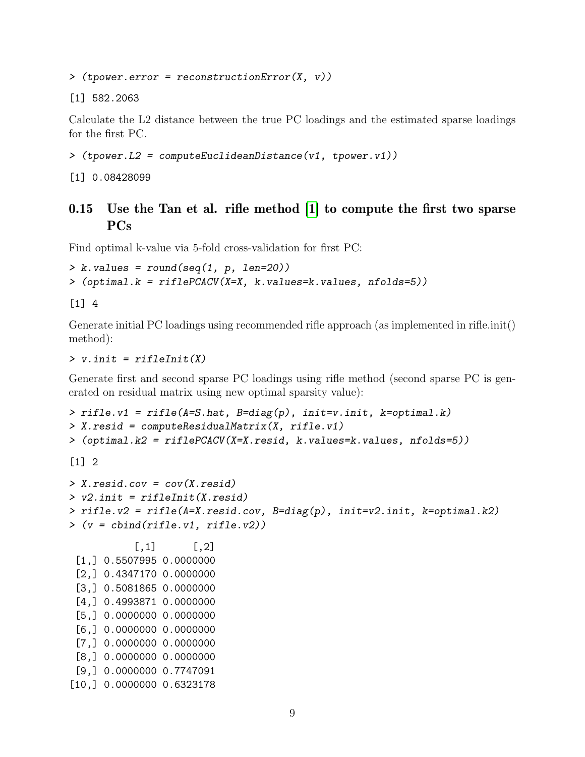```
> (tpower.error = reconstructionError(X, v))
[1] 582.2063
```

Calculate the L2 distance between the true PC loadings and the estimated sparse loadings for the first PC.

```
> (tpower.L2 = computeEuclideanDistance(v1, tpower.v1))
[1] 0.08428099
```

## 0.15 Use the Tan et al. rifle method [1] to compute the first two sparse PCs

Find optimal k-value via 5-fold cross-validation for first PC:

```
> k.values = round(seq(1, p, len=20))
> (optimal.k = riflePCACV(X=X, k.values=k.values, nfolds=5))
[1] 4
```

Generate initial PC loadings using recommended rifle approach (as implemented in rifle.init() method):

```
> v.init = rifleInit(X)
```

Generate first and second sparse PC loadings using rifle method (second sparse PC is generated on residual matrix using new optimal sparsity value):

```
> rifle.v1 = rifle(A=S.hat, B=diag(p), init=v.init, k=optimal.k)
> X.resid = computeResidualMatrix(X, rifle.v1)
> (optimal.k2 = riflePCACV(X=X.resid, k.values=k.values, nfolds=5))
[1] 2
```

```
> X.resid.cov = cov(X.resid)
> v2.init = rifleInit(X.resid)
> rifle.v2 = rifle(A=X.resid.cov, B=diag(p), init=v2.init, k=optimal.k2)
> (v = cbind(rifle.v1, rifle.v2))
           [,1]      [,2]
 [1,] 0.5507995 0.0000000
 [2,] 0.4347170 0.0000000
 [3,] 0.5081865 0.0000000
 [4,] 0.4993871 0.0000000
 [5,] 0.0000000 0.0000000
 [6,] 0.0000000 0.0000000
 [7,] 0.0000000 0.0000000
 [8,] 0.0000000 0.0000000
 [9,] 0.0000000 0.7747091
[10,] 0.0000000 0.6323178
```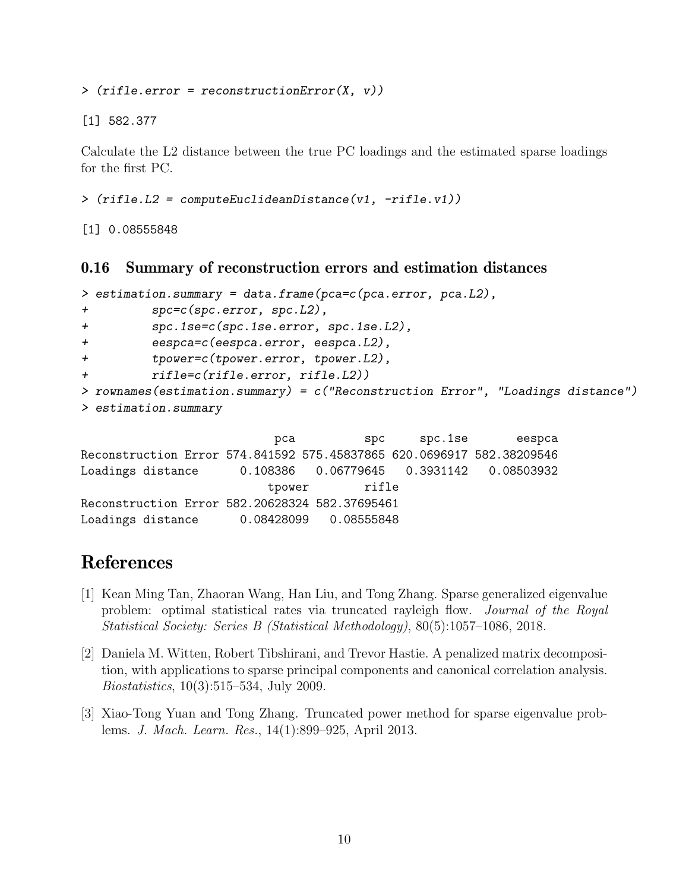```
> (rifle.error = reconstructionError(X, v))
[1] 582.377
```

Calculate the L2 distance between the true PC loadings and the estimated sparse loadings for the first PC.

```
> (rifle.L2 = computeEuclideanDistance(v1, -rifle.v1))
[1] 0.08555848
```

## 0.16 Summary of reconstruction errors and estimation distances

```
> estimation.summary = data.frame(pca=c(pca.error, pca.L2),
+         spc=c(spc.error, spc.L2),
+         spc.1se=c(spc.1se.error, spc.1se.L2),
+         eespca=c(eespca.error, eespca.L2),
+         tpower=c(tpower.error, tpower.L2),
+         rifle=c(rifle.error, rifle.L2))
> rownames(estimation.summary) = c("Reconstruction Error", "Loadings distance")
> estimation.summary
                            pca          spc     spc.1se       eespca
Reconstruction Error 574.841592 575.45837865 620.0696917 582.38209546
Loadings distance      0.108386   0.06779645   0.3931142   0.08503932
                           tpower        rifle
Reconstruction Error 582.20628324 582.37695461
Loadings distance      0.08428099   0.08555848
```

# References

[1] Kean Ming Tan, Zhaoran Wang, Han Liu, and Tong Zhang. Sparse generalized eigenvalue problem: optimal statistical rates via truncated rayleigh flow. *Journal of the Royal Statistical Society: Series B (Statistical Methodology)*, 80(5):1057–1086, 2018.

[2] Daniela M. Witten, Robert Tibshirani, and Trevor Hastie. A penalized matrix decomposition, with applications to sparse principal components and canonical correlation analysis. *Biostatistics*, 10(3):515–534, July 2009.

[3] Xiao-Tong Yuan and Tong Zhang. Truncated power method for sparse eigenvalue problems. *J. Mach. Learn. Res.*, 14(1):899–925, April 2013.